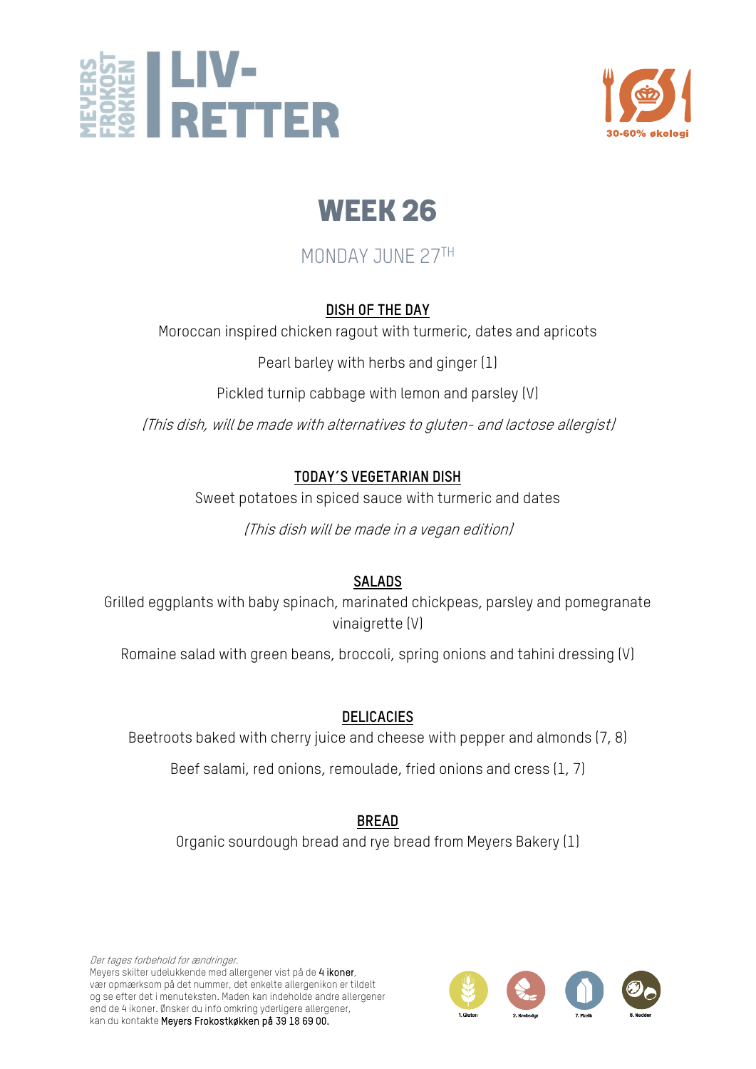MEYERS FROKOST KØKKEN | LIV-RETTER

30-60% økologi

# WEEK 26

MONDAY JUNE 27TH

**DISH OF THE DAY**

Moroccan inspired chicken ragout with turmeric, dates and apricots

Pearl barley with herbs and ginger (1)

Pickled turnip cabbage with lemon and parsley (V)

*(This dish, will be made with alternatives to gluten- and lactose allergist)*

**TODAY´S VEGETARIAN DISH**

Sweet potatoes in spiced sauce with turmeric and dates

*(This dish will be made in a vegan edition)*

**SALADS**

Grilled eggplants with baby spinach, marinated chickpeas, parsley and pomegranate vinaigrette (V)

Romaine salad with green beans, broccoli, spring onions and tahini dressing (V)

**DELICACIES**

Beetroots baked with cherry juice and cheese with pepper and almonds (7, 8)

Beef salami, red onions, remoulade, fried onions and cress (1, 7)

**BREAD**

Organic sourdough bread and rye bread from Meyers Bakery (1)

*Der tages forbehold for ændringer.*
Meyers skilter udelukkende med allergener vist på de **4 ikoner**, vær opmærksom på det nummer, det enkelte allergenikon er tildelt og se efter det i menuteksten. Maden kan indeholde andre allergener end de 4 ikoner. Ønsker du info omkring yderligere allergener, kan du kontakte **Meyers Frokostkøkken på 39 18 69 00.**

1. Gluten 2. Krebsdyr 7. Mælk 8. Nødder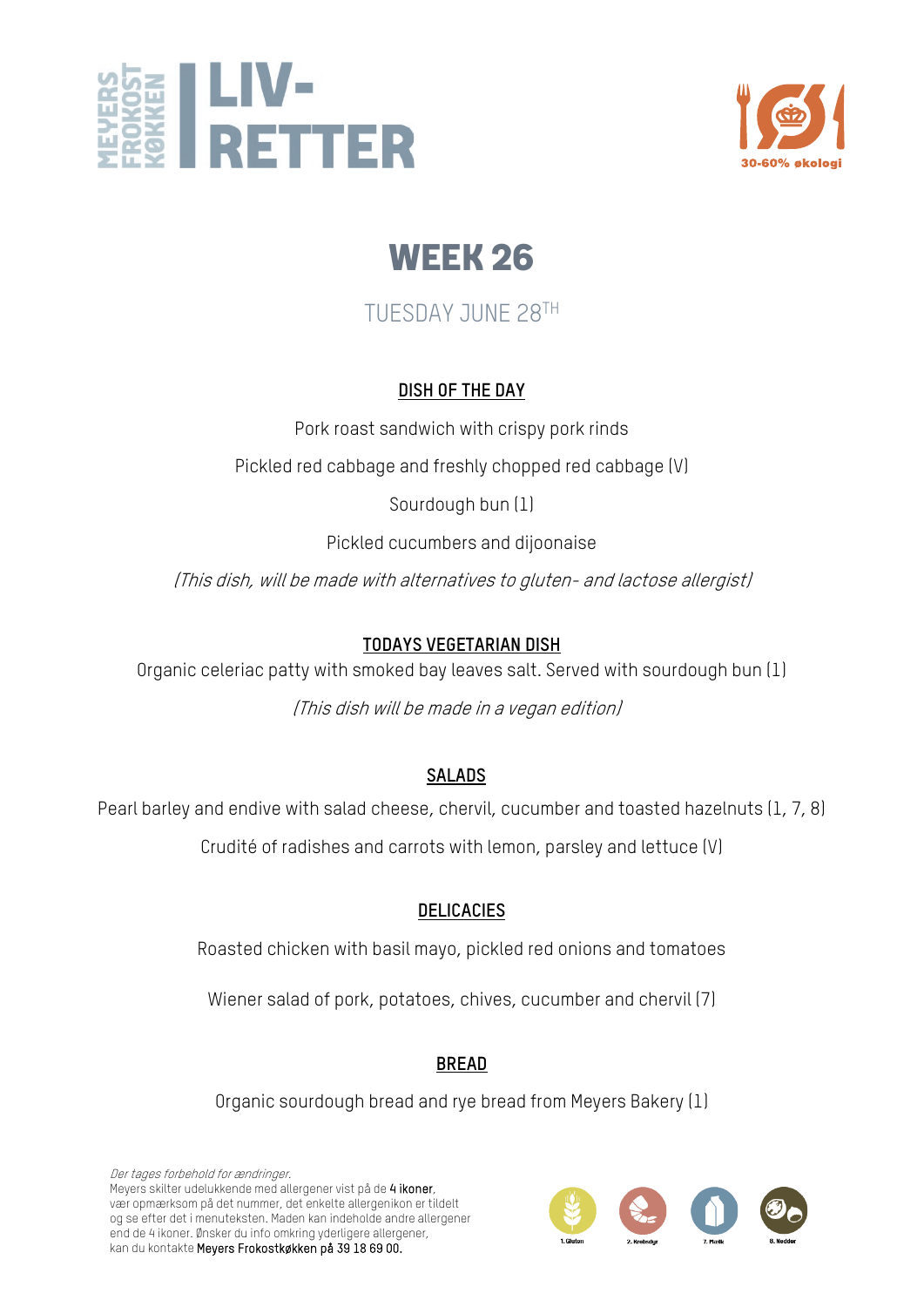# MEYERS FROKOST KØKKEN | LIV-RETTER

30-60% økologi

## WEEK 26

TUESDAY JUNE 28TH

### DISH OF THE DAY

Pork roast sandwich with crispy pork rinds

Pickled red cabbage and freshly chopped red cabbage (V)

Sourdough bun (1)

Pickled cucumbers and dijoonaise

*(This dish, will be made with alternatives to gluten- and lactose allergist)*

### TODAYS VEGETARIAN DISH

Organic celeriac patty with smoked bay leaves salt. Served with sourdough bun (1)

*(This dish will be made in a vegan edition)*

### SALADS

Pearl barley and endive with salad cheese, chervil, cucumber and toasted hazelnuts (1, 7, 8)

Crudité of radishes and carrots with lemon, parsley and lettuce (V)

### DELICACIES

Roasted chicken with basil mayo, pickled red onions and tomatoes

Wiener salad of pork, potatoes, chives, cucumber and chervil (7)

### BREAD

Organic sourdough bread and rye bread from Meyers Bakery (1)

*Der tages forbehold for ændringer.*
Meyers skilter udelukkende med allergener vist på de **4 ikoner**, vær opmærksom på det nummer, det enkelte allergenikon er tildelt og se efter det i menuteksten. Maden kan indeholde andre allergener end de 4 ikoner. Ønsker du info omkring yderligere allergener, kan du kontakte **Meyers Frokostkøkken på 39 18 69 00.**

1. Gluten  2. Krebsdyr  7. Mælk  8. Nødder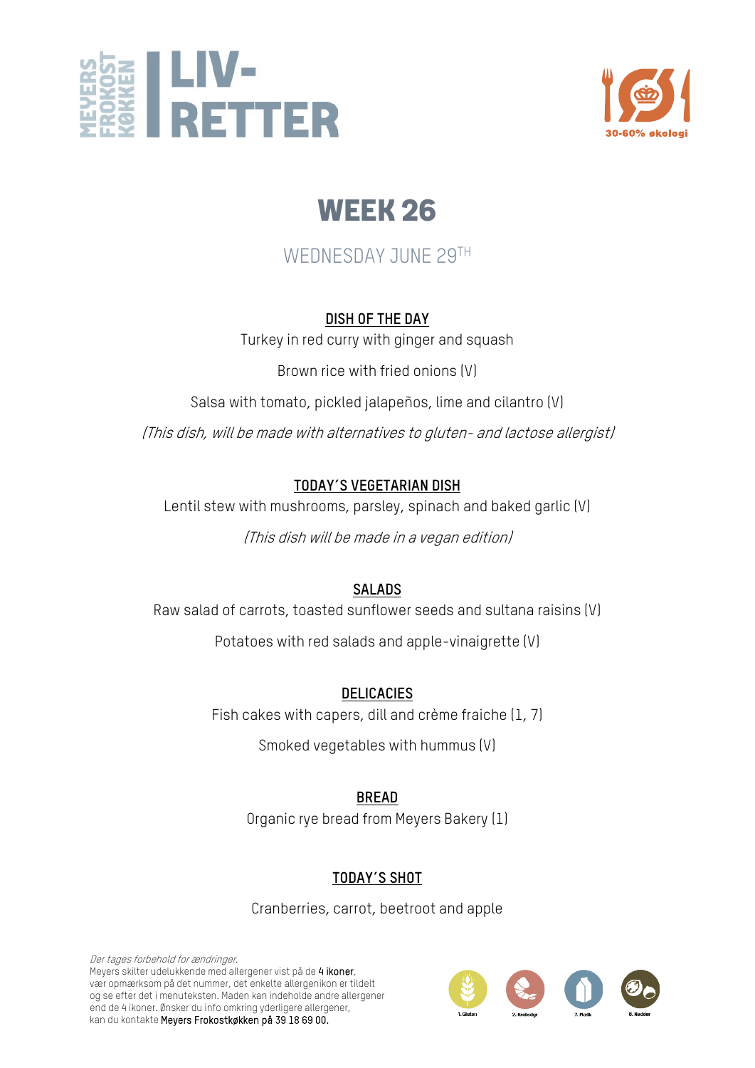MEYERS FROKOST KØKKEN | LIV-RETTER

30-60% økologi

# WEEK 26

## WEDNESDAY JUNE 29TH

**DISH OF THE DAY**

Turkey in red curry with ginger and squash

Brown rice with fried onions (V)

Salsa with tomato, pickled jalapeños, lime and cilantro (V)

*(This dish, will be made with alternatives to gluten- and lactose allergist)*

**TODAY´S VEGETARIAN DISH**

Lentil stew with mushrooms, parsley, spinach and baked garlic (V)

*(This dish will be made in a vegan edition)*

**SALADS**

Raw salad of carrots, toasted sunflower seeds and sultana raisins (V)

Potatoes with red salads and apple-vinaigrette (V)

**DELICACIES**

Fish cakes with capers, dill and crème fraiche (1, 7)

Smoked vegetables with hummus (V)

**BREAD**

Organic rye bread from Meyers Bakery (1)

**TODAY´S SHOT**

Cranberries, carrot, beetroot and apple

*Der tages forbehold for ændringer.*
Meyers skilter udelukkende med allergener vist på de **4 ikoner**, vær opmærksom på det nummer, det enkelte allergenikon er tildelt og se efter det i menuteksten. Maden kan indeholde andre allergener end de 4 ikoner. Ønsker du info omkring yderligere allergener, kan du kontakte **Meyers Frokostkøkken på 39 18 69 00.**

1. Gluten 2. Krebsdyr 7. Mælk 8. Nødder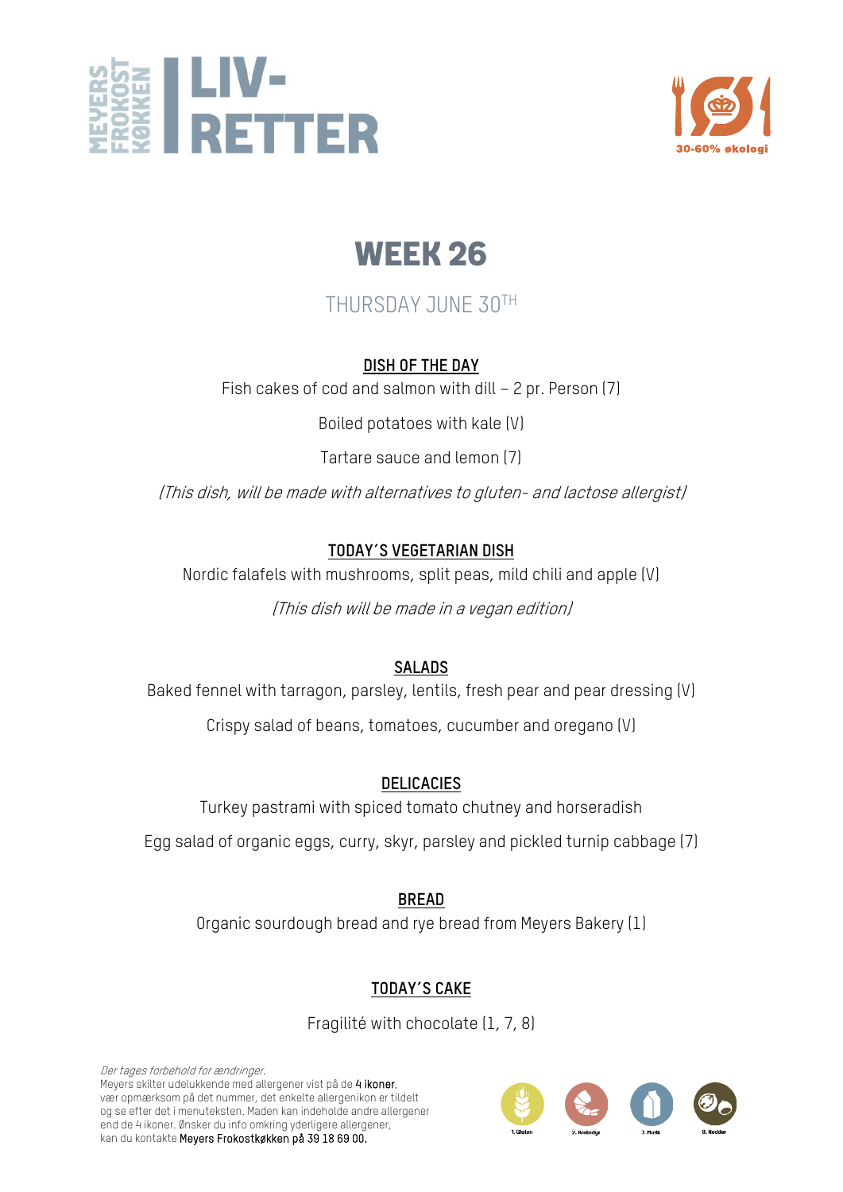MEYERS FROKOST KØKKEN | LIV-RETTER

30-60% økologi

# WEEK 26

THURSDAY JUNE 30TH

**DISH OF THE DAY**

Fish cakes of cod and salmon with dill – 2 pr. Person (7)

Boiled potatoes with kale (V)

Tartare sauce and lemon (7)

*(This dish, will be made with alternatives to gluten- and lactose allergist)*

**TODAY´S VEGETARIAN DISH**

Nordic falafels with mushrooms, split peas, mild chili and apple (V)

*(This dish will be made in a vegan edition)*

**SALADS**

Baked fennel with tarragon, parsley, lentils, fresh pear and pear dressing (V)

Crispy salad of beans, tomatoes, cucumber and oregano (V)

**DELICACIES**

Turkey pastrami with spiced tomato chutney and horseradish

Egg salad of organic eggs, curry, skyr, parsley and pickled turnip cabbage (7)

**BREAD**

Organic sourdough bread and rye bread from Meyers Bakery (1)

**TODAY´S CAKE**

Fragilité with chocolate (1, 7, 8)

*Der tages forbehold for ændringer.*
Meyers skilter udelukkende med allergener vist på de **4 ikoner**, vær opmærksom på det nummer, det enkelte allergenikon er tildelt og se efter det i menuteksten. Maden kan indeholde andre allergener end de 4 ikoner. Ønsker du info omkring yderligere allergener, kan du kontakte **Meyers Frokostkøkken på 39 18 69 00.**

1. Gluten 2. Krebsdyr 7. Mælk 8. Nødder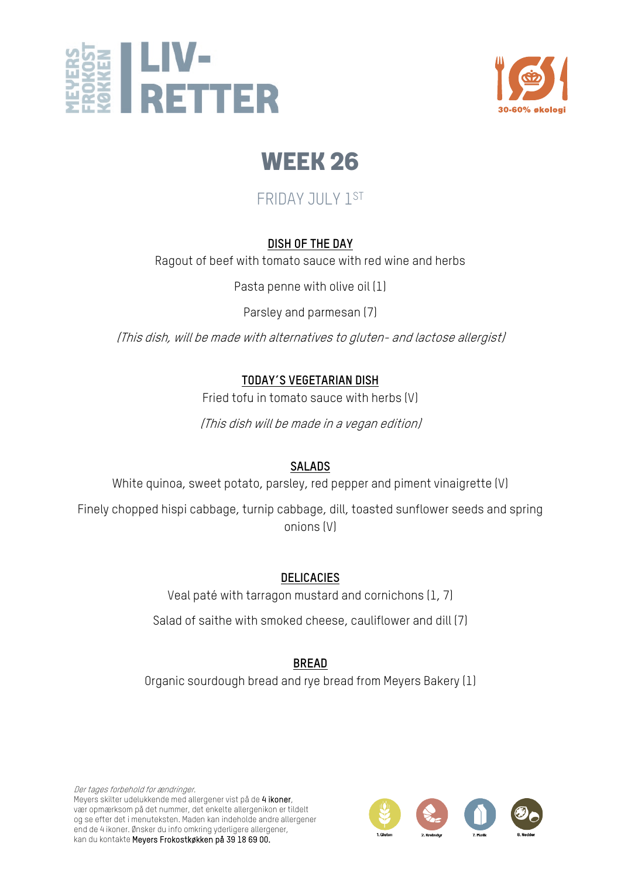MEYERS FROKOST KØKKEN | LIV-RETTER

30-60% økologi

# WEEK 26

## FRIDAY JULY 1ST

### DISH OF THE DAY

Ragout of beef with tomato sauce with red wine and herbs

Pasta penne with olive oil (1)

Parsley and parmesan (7)

*(This dish, will be made with alternatives to gluten- and lactose allergist)*

### TODAY´S VEGETARIAN DISH

Fried tofu in tomato sauce with herbs (V)

*(This dish will be made in a vegan edition)*

### SALADS

White quinoa, sweet potato, parsley, red pepper and piment vinaigrette (V)

Finely chopped hispi cabbage, turnip cabbage, dill, toasted sunflower seeds and spring onions (V)

### DELICACIES

Veal paté with tarragon mustard and cornichons (1, 7)

Salad of saithe with smoked cheese, cauliflower and dill (7)

### BREAD

Organic sourdough bread and rye bread from Meyers Bakery (1)

*Der tages forbehold for ændringer.*
Meyers skilter udelukkende med allergener vist på de **4 ikoner**, vær opmærksom på det nummer, det enkelte allergenikon er tildelt og se efter det i menuteksten. Maden kan indeholde andre allergener end de 4 ikoner. Ønsker du info omkring yderligere allergener, kan du kontakte **Meyers Frokostkøkken på 39 18 69 00.**

1. Gluten
2. Krebsdyr
7. Mælk
8. Nødder